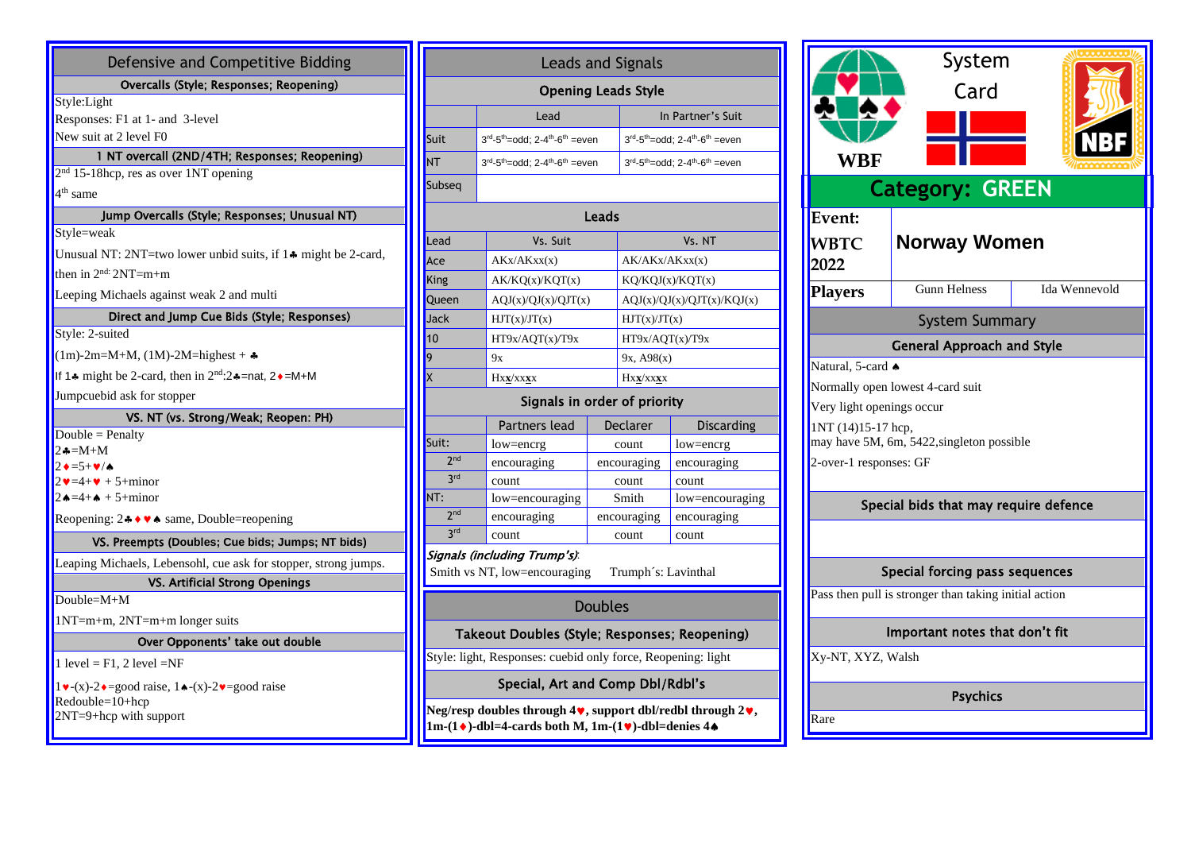# Defensive and Competitive Bidding

### Overcalls (Style; Responses; Reopening)

Style:Light

Responses: F1 at 1- and 3-level

New suit at 2 level F0

### 1 NT overcall (2ND/4TH; Responses; Reopening)

2nd 15-18hcp, res as over 1NT opening

4th same

### Jump Overcalls (Style; Responses; Unusual NT)

Style=weak

Unusual NT: 2NT=two lower unbid suits, if 1♣ might be 2-card, then in 2nd: 2NT=m+m

Leeping Michaels against weak 2 and multi

### Direct and Jump Cue Bids (Style; Responses)

Style: 2-suited

(1m)-2m=M+M, (1M)-2M=highest + ♣

If 1♣ might be 2-card, then in 2nd:2♣=nat, 2♦=M+M

Jumpcuebid ask for stopper

### VS. NT (vs. Strong/Weak; Reopen: PH)

Double = Penalty
2♣=M+M
2♦=5+♥/♠
2♥=4+♥ + 5+minor
2♠=4+♠ + 5+minor

Reopening: 2♣♦♥♠ same, Double=reopening

### VS. Preempts (Doubles; Cue bids; Jumps; NT bids)

Leaping Michaels, Lebensohl, cue ask for stopper, strong jumps.

### VS. Artificial Strong Openings

Double=M+M

1NT=m+m, 2NT=m+m longer suits

### Over Opponents' take out double

1 level = F1, 2 level =NF

1♥-(x)-2♦=good raise, 1♠-(x)-2♥=good raise
Redouble=10+hcp
2NT=9+hcp with support

# Leads and Signals

### Opening Leads Style

| | Lead | In Partner's Suit |
|---|---|---|
| Suit | 3rd-5th=odd; 2-4th-6th =even | 3rd-5th=odd; 2-4th-6th =even |
| NT | 3rd-5th=odd; 2-4th-6th =even | 3rd-5th=odd; 2-4th-6th =even |
| Subseq | | |

### Leads

| Lead | Vs. Suit | Vs. NT |
|---|---|---|
| Ace | AKx/AKxx(x) | AK/AKx/AKxx(x) |
| King | AK/KQ(x)/KQT(x) | KQ/KQJ(x)/KQT(x) |
| Queen | AQJ(x)/QJ(x)/QJT(x) | AQJ(x)/QJ(x)/QJT(x)/KQJ(x) |
| Jack | HJT(x)/JT(x) | HJT(x)/JT(x) |
| 10 | HT9x/AQT(x)/T9x | HT9x/AQT(x)/T9x |
| 9 | 9x | 9x, A98(x) |
| X | Hx**x**/xx**x**x | Hx**x**/xx**x**x |

### Signals in order of priority

| | Partners lead | Declarer | Discarding |
|---|---|---|---|
| Suit: | low=encrg | count | low=encrg |
| 2nd | encouraging | encouraging | encouraging |
| 3rd | count | count | count |
| NT: | low=encouraging | Smith | low=encouraging |
| 2nd | encouraging | encouraging | encouraging |
| 3rd | count | count | count |

*Signals (including Trump's):*

Smith vs NT, low=encouraging Trumph´s: Lavinthal

# Doubles

### Takeout Doubles (Style; Responses; Reopening)

Style: light, Responses: cuebid only force, Reopening: light

### Special, Art and Comp Dbl/Rdbl's

**Neg/resp doubles through 4♥, support dbl/redbl through 2♥, 1m-(1♦)-dbl=4-cards both M, 1m-(1♥)-dbl=denies 4♠**

# System Card

WBF NBF

## Category: GREEN

| **Event:** WBTC 2022 | **Norway Women** | |
|---|---|---|
| **Players** | Gunn Helness | Ida Wennevold |

## System Summary

### General Approach and Style

Natural, 5-card ♠

Normally open lowest 4-card suit

Very light openings occur

1NT (14)15-17 hcp,
may have 5M, 6m, 5422,singleton possible

2-over-1 responses: GF

### Special bids that may require defence

### Special forcing pass sequences

Pass then pull is stronger than taking initial action

### Important notes that don't fit

Xy-NT, XYZ, Walsh

### Psychics

Rare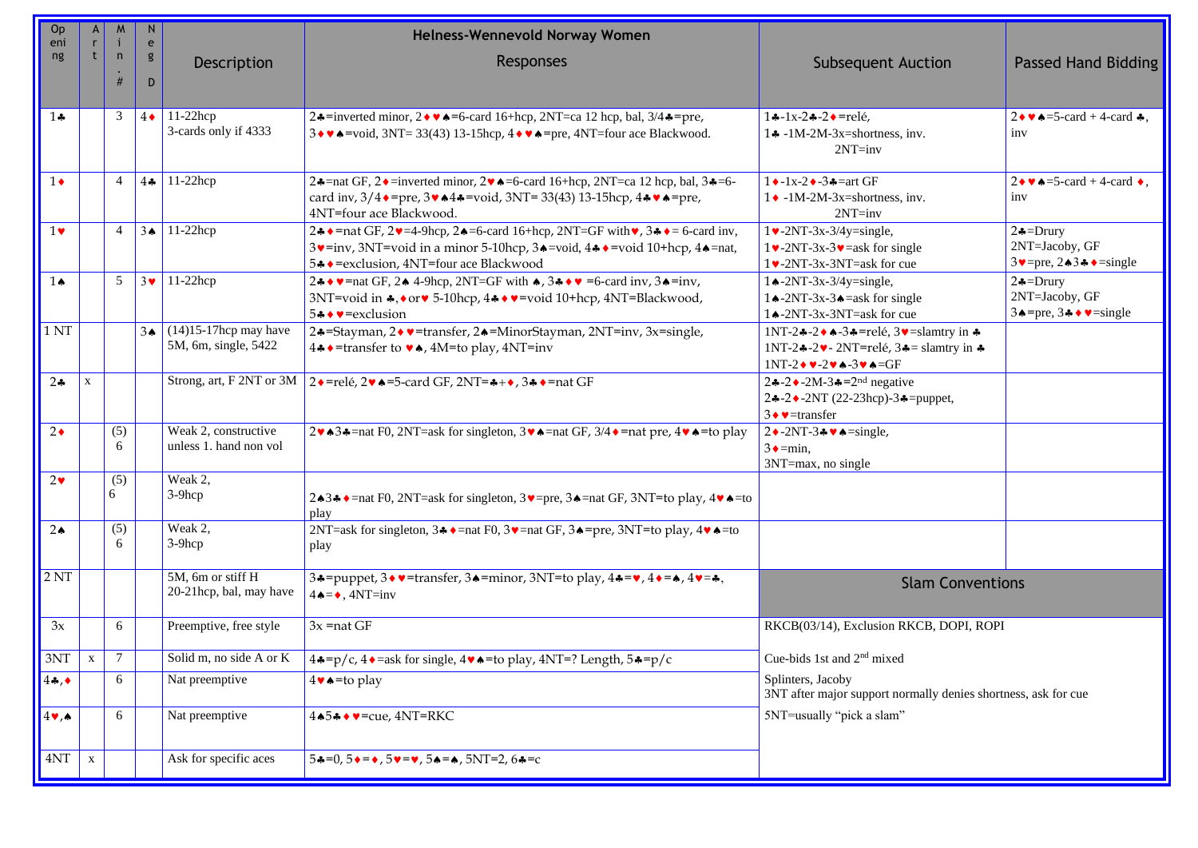| Opening | Art | Min. # | Neg D | Description | Helness-Wennevold Norway Women<br>Responses | Subsequent Auction | Passed Hand Bidding |
|---|---|---|---|---|---|---|---|
| 1♣ | | 3 | 4♦ | 11-22hcp<br>3-cards only if 4333 | 2♣=inverted minor, 2♦♥♠=6-card 16+hcp, 2NT=ca 12 hcp, bal, 3/4♣=pre, 3♦♥♠=void, 3NT= 33(43) 13-15hcp, 4♦♥♠=pre, 4NT=four ace Blackwood. | 1♣-1x-2♣-2♦=relé,<br>1♣ -1M-2M-3x=shortness, inv.<br>2NT=inv | 2♦♥♠=5-card + 4-card ♣, inv |
| 1♦ | | 4 | 4♣ | 11-22hcp | 2♣=nat GF, 2♦=inverted minor, 2♥♠=6-card 16+hcp, 2NT=ca 12 hcp, bal, 3♣=6-card inv, 3/4♦=pre, 3♥♠4♣=void, 3NT= 33(43) 13-15hcp, 4♣♥♠=pre, 4NT=four ace Blackwood. | 1♦-1x-2♦-3♣=art GF<br>1♦ -1M-2M-3x=shortness, inv.<br>2NT=inv | 2♦♥♠=5-card + 4-card ♦, inv |
| 1♥ | | 4 | 3♠ | 11-22hcp | 2♣♦=nat GF, 2♥=4-9hcp, 2♠=6-card 16+hcp, 2NT=GF with♥, 3♣♦= 6-card inv, 3♥=inv, 3NT=void in a minor 5-10hcp, 3♠=void, 4♣♦=void 10+hcp, 4♠=nat, 5♣♦=exclusion, 4NT=four ace Blackwood | 1♥-2NT-3x-3/4y=single,<br>1♥-2NT-3x-3♥=ask for single<br>1♥-2NT-3x-3NT=ask for cue | 2♣=Drury<br>2NT=Jacoby, GF<br>3♥=pre, 2♠3♣♦=single |
| 1♠ | | 5 | 3♥ | 11-22hcp | 2♣♦♥=nat GF, 2♠ 4-9hcp, 2NT=GF with ♠, 3♣♦♥ =6-card inv, 3♠=inv, 3NT=void in ♣,♦or♥ 5-10hcp, 4♣♦♥=void 10+hcp, 4NT=Blackwood, 5♣♦♥=exclusion | 1♠-2NT-3x-3/4y=single,<br>1♠-2NT-3x-3♠=ask for single<br>1♠-2NT-3x-3NT=ask for cue | 2♣=Drury<br>2NT=Jacoby, GF<br>3♠=pre, 3♣♦♥=single |
| 1 NT | | | 3♠ | (14)15-17hcp may have 5M, 6m, single, 5422 | 2♣=Stayman, 2♦♥=transfer, 2♠=MinorStayman, 2NT=inv, 3x=single, 4♣♦=transfer to ♥♠, 4M=to play, 4NT=inv | 1NT-2♣-2♦♠-3♣=relé, 3♥=slamtry in ♣<br>1NT-2♣-2♥- 2NT=relé, 3♣= slamtry in ♣<br>1NT-2♦♥-2♥♠-3♥♠=GF | |
| 2♣ | x | | | Strong, art, F 2NT or 3M | 2♦=relé, 2♥♠=5-card GF, 2NT=♣+♦, 3♣♦=nat GF | 2♣-2♦-2M-3♣=2nd negative<br>2♣-2♦-2NT (22-23hcp)-3♣=puppet,<br>3♦♥=transfer | |
| 2♦ | | (5) 6 | | Weak 2, constructive unless 1. hand non vol | 2♥♠3♣=nat F0, 2NT=ask for singleton, 3♥♠=nat GF, 3/4♦=nat pre, 4♥♠=to play | 2♦-2NT-3♣♥♠=single,<br>3♦=min,<br>3NT=max, no single | |
| 2♥ | | (5) 6 | | Weak 2,<br>3-9hcp | 2♠3♣♦=nat F0, 2NT=ask for singleton, 3♥=pre, 3♠=nat GF, 3NT=to play, 4♥♠=to play | | |
| 2♠ | | (5) 6 | | Weak 2,<br>3-9hcp | 2NT=ask for singleton, 3♣♦=nat F0, 3♥=nat GF, 3♠=pre, 3NT=to play, 4♥♠=to play | | |
| 2 NT | | | | 5M, 6m or stiff H<br>20-21hcp, bal, may have | 3♣=puppet, 3♦♥=transfer, 3♠=minor, 3NT=to play, 4♣=♥, 4♦=♠, 4♥=♣, 4♠=♦, 4NT=inv | **Slam Conventions** | |
| 3x | | 6 | | Preemptive, free style | 3x =nat GF | RKCB(03/14), Exclusion RKCB, DOPI, ROPI | |
| 3NT | x | 7 | | Solid m, no side A or K | 4♣=p/c, 4♦=ask for single, 4♥♠=to play, 4NT=? Length, 5♣=p/c | Cue-bids 1st and 2nd mixed | |
| 4♣,♦ | | 6 | | Nat preemptive | 4♥♠=to play | Splinters, Jacoby<br>3NT after major support normally denies shortness, ask for cue | |
| 4♥,♠ | | 6 | | Nat preemptive | 4♠5♣♦♥=cue, 4NT=RKC | 5NT=usually "pick a slam" | |
| 4NT | x | | | Ask for specific aces | 5♣=0, 5♦=♦, 5♥=♥, 5♠=♠, 5NT=2, 6♣=c | | |